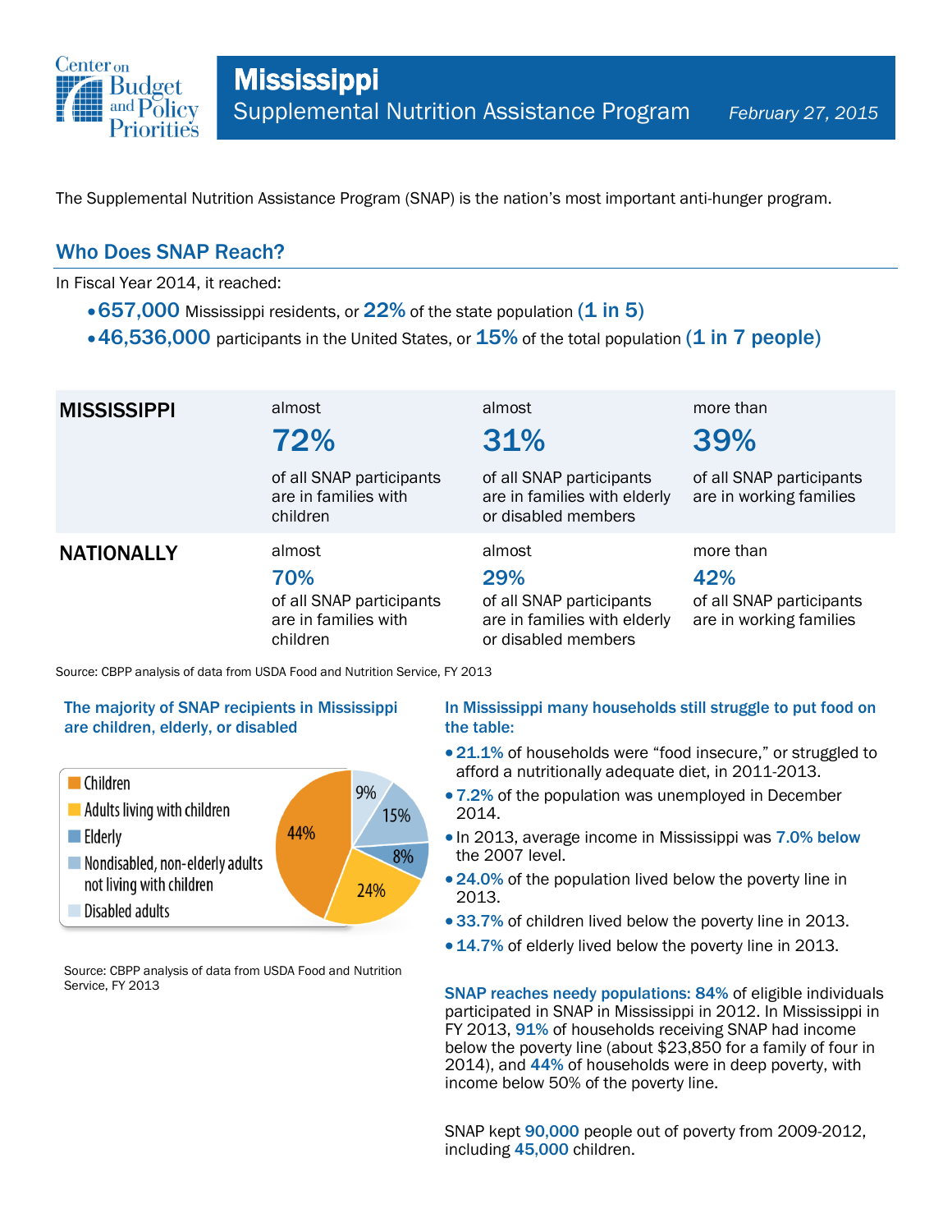# Mississippi

## Supplemental Nutrition Assistance Program

*February 27, 2015*

The Supplemental Nutrition Assistance Program (SNAP) is the nation's most important anti-hunger program.

## Who Does SNAP Reach?

In Fiscal Year 2014, it reached:

- **657,000** Mississippi residents, or **22%** of the state population **(1 in 5)**
- **46,536,000** participants in the United States, or **15%** of the total population **(1 in 7 people)**

| | | | |
|---|---|---|---|
| **MISSISSIPPI** | almost **72%** of all SNAP participants are in families with children | almost **31%** of all SNAP participants are in families with elderly or disabled members | more than **39%** of all SNAP participants are in working families |
| **NATIONALLY** | almost **70%** of all SNAP participants are in families with children | almost **29%** of all SNAP participants are in families with elderly or disabled members | more than **42%** of all SNAP participants are in working families |

Source: CBPP analysis of data from USDA Food and Nutrition Service, FY 2013

### The majority of SNAP recipients in Mississippi are children, elderly, or disabled

| Category | Share |
|---|---|
| Children | 44% |
| Adults living with children | 24% |
| Elderly | 8% |
| Nondisabled, non-elderly adults not living with children | 15% |
| Disabled adults | 9% |

Source: CBPP analysis of data from USDA Food and Nutrition Service, FY 2013

### In Mississippi many households still struggle to put food on the table:

- **21.1%** of households were "food insecure," or struggled to afford a nutritionally adequate diet, in 2011-2013.
- **7.2%** of the population was unemployed in December 2014.
- In 2013, average income in Mississippi was **7.0% below** the 2007 level.
- **24.0%** of the population lived below the poverty line in 2013.
- **33.7%** of children lived below the poverty line in 2013.
- **14.7%** of elderly lived below the poverty line in 2013.

**SNAP reaches needy populations: 84%** of eligible individuals participated in SNAP in Mississippi in 2012. In Mississippi in FY 2013, **91%** of households receiving SNAP had income below the poverty line (about $23,850 for a family of four in 2014), and **44%** of households were in deep poverty, with income below 50% of the poverty line.

SNAP kept **90,000** people out of poverty from 2009-2012, including **45,000** children.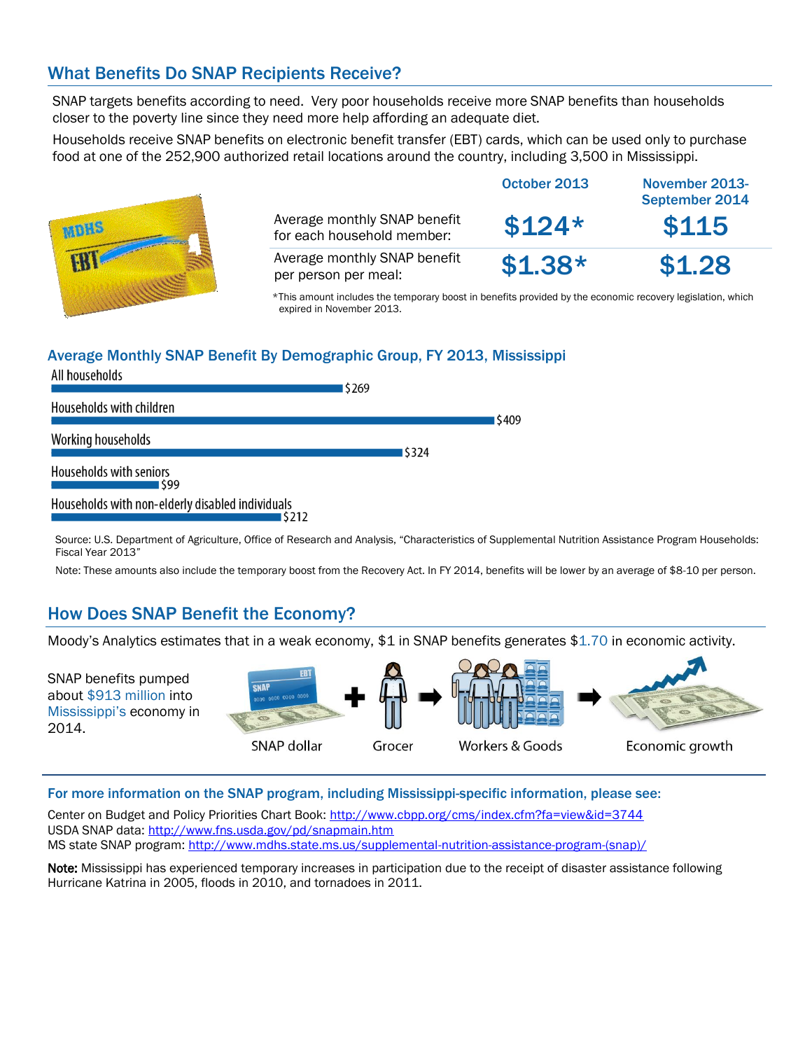## What Benefits Do SNAP Recipients Receive?

SNAP targets benefits according to need. Very poor households receive more SNAP benefits than households closer to the poverty line since they need more help affording an adequate diet.

Households receive SNAP benefits on electronic benefit transfer (EBT) cards, which can be used only to purchase food at one of the 252,900 authorized retail locations around the country, including 3,500 in Mississippi.

| | October 2013 | November 2013-September 2014 |
|---|---|---|
| Average monthly SNAP benefit for each household member: | $124* | $115 |
| Average monthly SNAP benefit per person per meal: | $1.38* | $1.28 |

*This amount includes the temporary boost in benefits provided by the economic recovery legislation, which expired in November 2013.

### Average Monthly SNAP Benefit By Demographic Group, FY 2013, Mississippi

All households
$269

Households with children
$409

Working households
$324

Households with seniors
$99

Households with non-elderly disabled individuals
$212

Source: U.S. Department of Agriculture, Office of Research and Analysis, "Characteristics of Supplemental Nutrition Assistance Program Households: Fiscal Year 2013"

Note: These amounts also include the temporary boost from the Recovery Act. In FY 2014, benefits will be lower by an average of $8-10 per person.

## How Does SNAP Benefit the Economy?

Moody's Analytics estimates that in a weak economy, $1 in SNAP benefits generates $1.70 in economic activity.

SNAP benefits pumped about $913 million into Mississippi's economy in 2014.

SNAP dollar + Grocer → Workers & Goods → Economic growth

**For more information on the SNAP program, including Mississippi-specific information, please see:**

Center on Budget and Policy Priorities Chart Book: http://www.cbpp.org/cms/index.cfm?fa=view&id=3744
USDA SNAP data: http://www.fns.usda.gov/pd/snapmain.htm
MS state SNAP program: http://www.mdhs.state.ms.us/supplemental-nutrition-assistance-program-(snap)/

**Note:** Mississippi has experienced temporary increases in participation due to the receipt of disaster assistance following Hurricane Katrina in 2005, floods in 2010, and tornadoes in 2011.